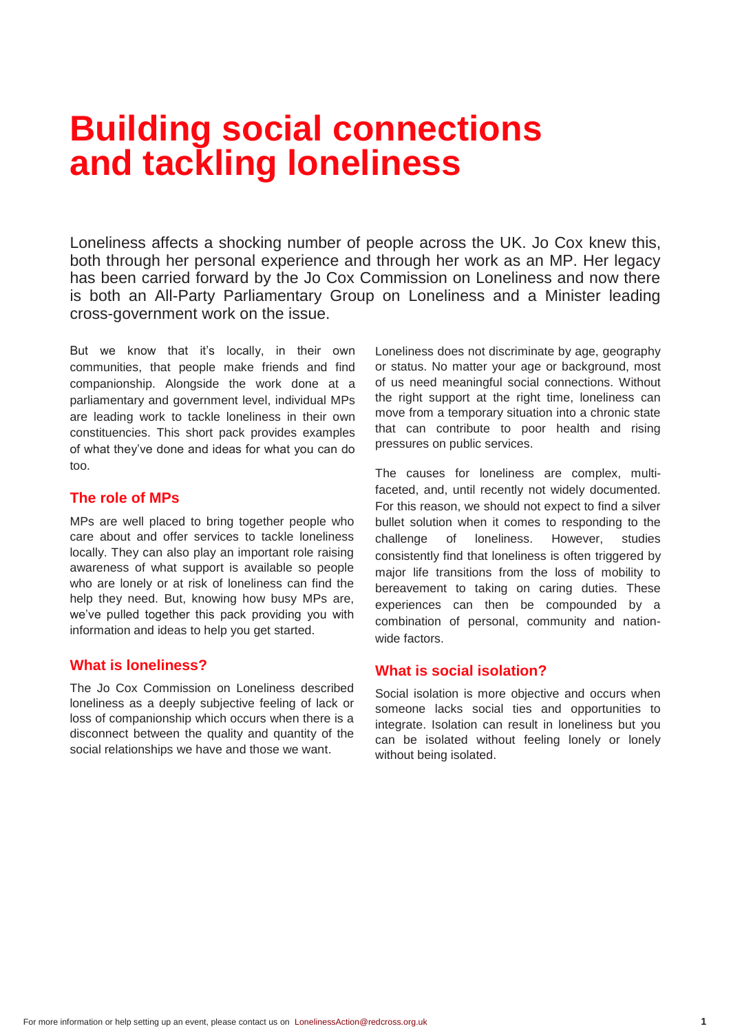# Building social connections and tackling loneliness

Loneliness affects a shocking number of people across the UK. Jo Cox knew this, both through her personal experience and through her work as an MP. Her legacy has been carried forward by the Jo Cox Commission on Loneliness and now there is both an All-Party Parliamentary Group on Loneliness and a Minister leading cross-government work on the issue.

But we know that it's locally, in their own communities, that people make friends and find companionship. Alongside the work done at a parliamentary and government level, individual MPs are leading work to tackle loneliness in their own constituencies. This short pack provides examples of what they've done and ideas for what you can do too.

## The role of MPs

MPs are well placed to bring together people who care about and offer services to tackle loneliness locally. They can also play an important role raising awareness of what support is available so people who are lonely or at risk of loneliness can find the help they need. But, knowing how busy MPs are, we've pulled together this pack providing you with information and ideas to help you get started.

## What is loneliness?

The Jo Cox Commission on Loneliness described loneliness as a deeply subjective feeling of lack or loss of companionship which occurs when there is a disconnect between the quality and quantity of the social relationships we have and those we want.

Loneliness does not discriminate by age, geography or status. No matter your age or background, most of us need meaningful social connections. Without the right support at the right time, loneliness can move from a temporary situation into a chronic state that can contribute to poor health and rising pressures on public services.

The causes for loneliness are complex, multi-faceted, and, until recently not widely documented. For this reason, we should not expect to find a silver bullet solution when it comes to responding to the challenge of loneliness. However, studies consistently find that loneliness is often triggered by major life transitions from the loss of mobility to bereavement to taking on caring duties. These experiences can then be compounded by a combination of personal, community and nation-wide factors.

## What is social isolation?

Social isolation is more objective and occurs when someone lacks social ties and opportunities to integrate. Isolation can result in loneliness but you can be isolated without feeling lonely or lonely without being isolated.

For more information or help setting up an event, please contact us on LonelinessAction@redcross.org.uk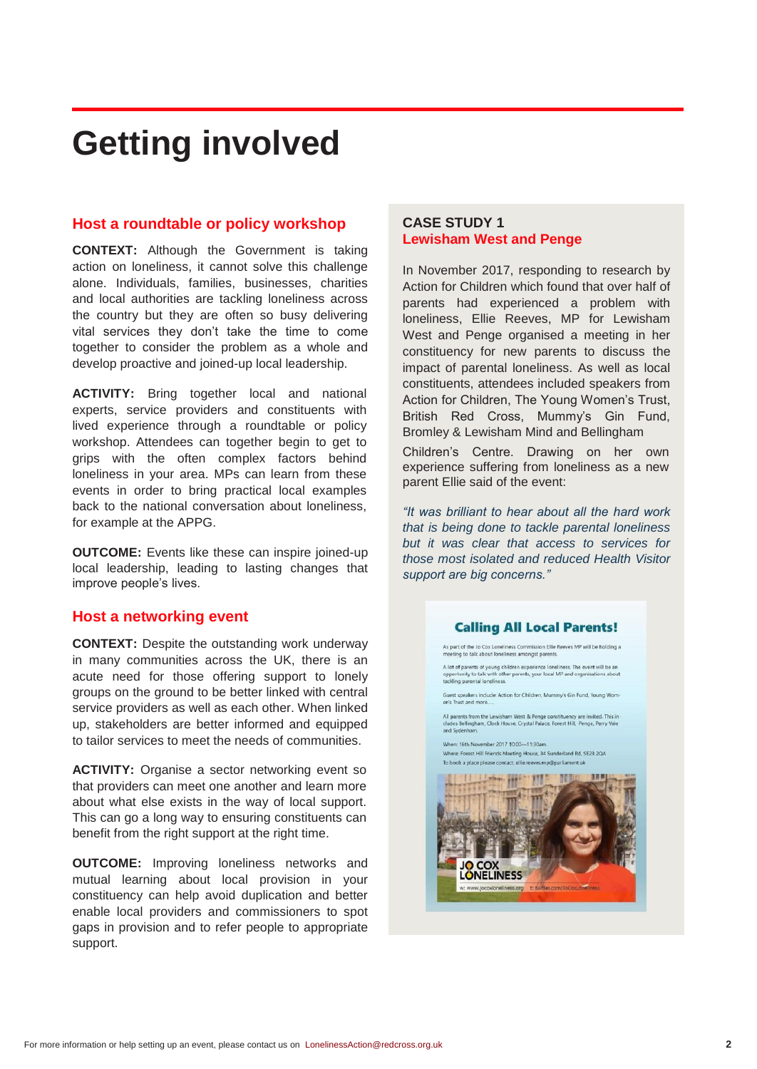# Getting involved

## Host a roundtable or policy workshop

**CONTEXT:** Although the Government is taking action on loneliness, it cannot solve this challenge alone. Individuals, families, businesses, charities and local authorities are tackling loneliness across the country but they are often so busy delivering vital services they don't take the time to come together to consider the problem as a whole and develop proactive and joined-up local leadership.

**ACTIVITY:** Bring together local and national experts, service providers and constituents with lived experience through a roundtable or policy workshop. Attendees can together begin to get to grips with the often complex factors behind loneliness in your area. MPs can learn from these events in order to bring practical local examples back to the national conversation about loneliness, for example at the APPG.

**OUTCOME:** Events like these can inspire joined-up local leadership, leading to lasting changes that improve people's lives.

## Host a networking event

**CONTEXT:** Despite the outstanding work underway in many communities across the UK, there is an acute need for those offering support to lonely groups on the ground to be better linked with central service providers as well as each other. When linked up, stakeholders are better informed and equipped to tailor services to meet the needs of communities.

**ACTIVITY:** Organise a sector networking event so that providers can meet one another and learn more about what else exists in the way of local support. This can go a long way to ensuring constituents can benefit from the right support at the right time.

**OUTCOME:** Improving loneliness networks and mutual learning about local provision in your constituency can help avoid duplication and better enable local providers and commissioners to spot gaps in provision and to refer people to appropriate support.

### CASE STUDY 1
### Lewisham West and Penge

In November 2017, responding to research by Action for Children which found that over half of parents had experienced a problem with loneliness, Ellie Reeves, MP for Lewisham West and Penge organised a meeting in her constituency for new parents to discuss the impact of parental loneliness. As well as local constituents, attendees included speakers from Action for Children, The Young Women's Trust, British Red Cross, Mummy's Gin Fund, Bromley & Lewisham Mind and Bellingham Children's Centre. Drawing on her own experience suffering from loneliness as a new parent Ellie said of the event:

*"It was brilliant to hear about all the hard work that is being done to tackle parental loneliness but it was clear that access to services for those most isolated and reduced Health Visitor support are big concerns."*

**Calling All Local Parents!**

As part of the Jo Cox Loneliness Commission Ellie Reeves MP will be holding a meeting to talk about loneliness amongst parents.

A lot of parents of young children experience loneliness. The event will be an opportunity to talk with other parents, your local MP and organisations about tackling parental loneliness.

Guest speakers include: Action for Children, Mummy's Gin Fund, Young Women's Trust and more....

All parents from the Lewisham West & Penge constituency are invited. This includes Bellingham, Clock House, Crystal Palace, Forest Hill, Penge, Perry Vale and Sydenham.

When: 16th November 2017 10:00—11:30am
Where: Forest Hill Friends Meeting House, 34 Sunderland Rd, SE23 2QA
To book a place please contact: ellie.reeves.mp@parliament.uk

JO COX LONELINESS
w: www.jocoxloneliness.org t: twitter.com/JoCoxLoneliness

For more information or help setting up an event, please contact us on LonelinessAction@redcross.org.uk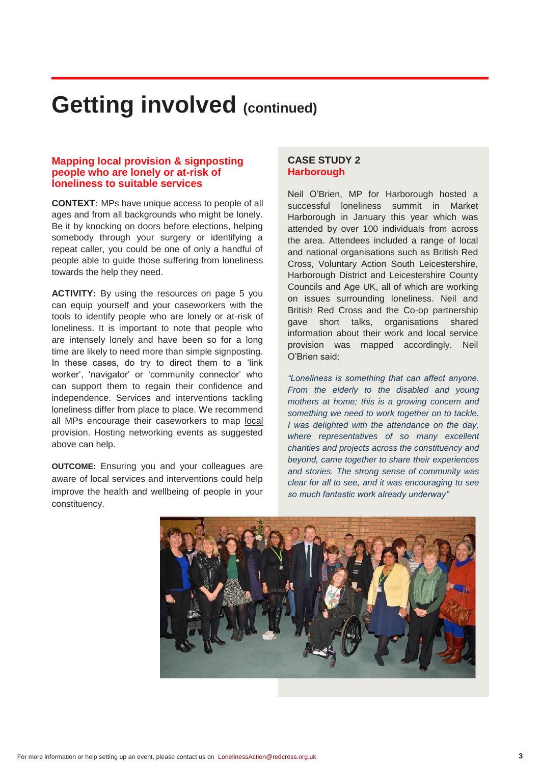# Getting involved (continued)

## Mapping local provision & signposting people who are lonely or at-risk of loneliness to suitable services

**CONTEXT:** MPs have unique access to people of all ages and from all backgrounds who might be lonely. Be it by knocking on doors before elections, helping somebody through your surgery or identifying a repeat caller, you could be one of only a handful of people able to guide those suffering from loneliness towards the help they need.

**ACTIVITY:** By using the resources on page 5 you can equip yourself and your caseworkers with the tools to identify people who are lonely or at-risk of loneliness. It is important to note that people who are intensely lonely and have been so for a long time are likely to need more than simple signposting. In these cases, do try to direct them to a 'link worker', 'navigator' or 'community connector' who can support them to regain their confidence and independence. Services and interventions tackling loneliness differ from place to place. We recommend all MPs encourage their caseworkers to map local provision. Hosting networking events as suggested above can help.

**OUTCOME:** Ensuring you and your colleagues are aware of local services and interventions could help improve the health and wellbeing of people in your constituency.

## CASE STUDY 2
### Harborough

Neil O'Brien, MP for Harborough hosted a successful loneliness summit in Market Harborough in January this year which was attended by over 100 individuals from across the area. Attendees included a range of local and national organisations such as British Red Cross, Voluntary Action South Leicestershire, Harborough District and Leicestershire County Councils and Age UK, all of which are working on issues surrounding loneliness. Neil and British Red Cross and the Co-op partnership gave short talks, organisations shared information about their work and local service provision was mapped accordingly. Neil O'Brien said:

*"Loneliness is something that can affect anyone. From the elderly to the disabled and young mothers at home; this is a growing concern and something we need to work together on to tackle. I was delighted with the attendance on the day, where representatives of so many excellent charities and projects across the constituency and beyond, came together to share their experiences and stories. The strong sense of community was clear for all to see, and it was encouraging to see so much fantastic work already underway"*

For more information or help setting up an event, please contact us on LonelinessAction@redcross.org.uk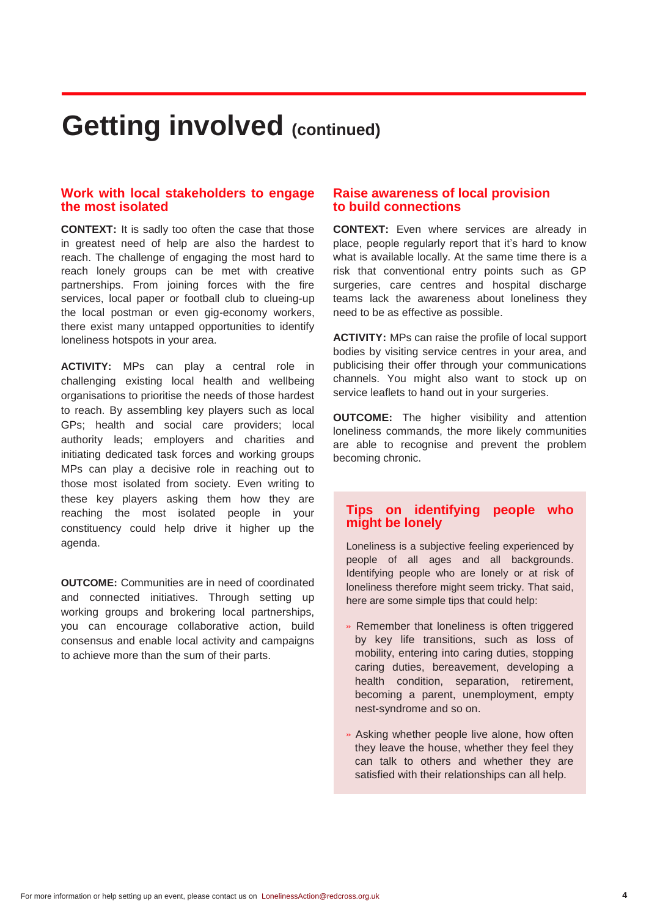# Getting involved (continued)

## Work with local stakeholders to engage the most isolated

**CONTEXT:** It is sadly too often the case that those in greatest need of help are also the hardest to reach. The challenge of engaging the most hard to reach lonely groups can be met with creative partnerships. From joining forces with the fire services, local paper or football club to clueing-up the local postman or even gig-economy workers, there exist many untapped opportunities to identify loneliness hotspots in your area.

**ACTIVITY:** MPs can play a central role in challenging existing local health and wellbeing organisations to prioritise the needs of those hardest to reach. By assembling key players such as local GPs; health and social care providers; local authority leads; employers and charities and initiating dedicated task forces and working groups MPs can play a decisive role in reaching out to those most isolated from society. Even writing to these key players asking them how they are reaching the most isolated people in your constituency could help drive it higher up the agenda.

**OUTCOME:** Communities are in need of coordinated and connected initiatives. Through setting up working groups and brokering local partnerships, you can encourage collaborative action, build consensus and enable local activity and campaigns to achieve more than the sum of their parts.

## Raise awareness of local provision to build connections

**CONTEXT:** Even where services are already in place, people regularly report that it's hard to know what is available locally. At the same time there is a risk that conventional entry points such as GP surgeries, care centres and hospital discharge teams lack the awareness about loneliness they need to be as effective as possible.

**ACTIVITY:** MPs can raise the profile of local support bodies by visiting service centres in your area, and publicising their offer through your communications channels. You might also want to stock up on service leaflets to hand out in your surgeries.

**OUTCOME:** The higher visibility and attention loneliness commands, the more likely communities are able to recognise and prevent the problem becoming chronic.

### Tips on identifying people who might be lonely

Loneliness is a subjective feeling experienced by people of all ages and all backgrounds. Identifying people who are lonely or at risk of loneliness therefore might seem tricky. That said, here are some simple tips that could help:

- Remember that loneliness is often triggered by key life transitions, such as loss of mobility, entering into caring duties, stopping caring duties, bereavement, developing a health condition, separation, retirement, becoming a parent, unemployment, empty nest-syndrome and so on.
- Asking whether people live alone, how often they leave the house, whether they feel they can talk to others and whether they are satisfied with their relationships can all help.

For more information or help setting up an event, please contact us on LonelinessAction@redcross.org.uk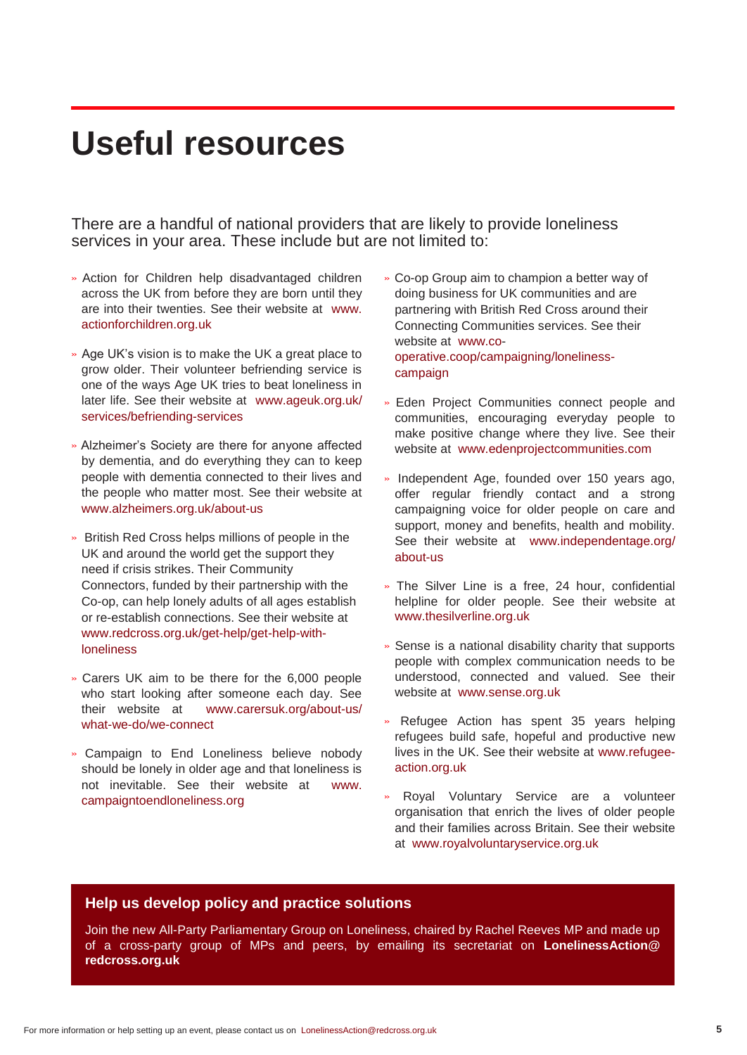# Useful resources

There are a handful of national providers that are likely to provide loneliness services in your area. These include but are not limited to:

- Action for Children help disadvantaged children across the UK from before they are born until they are into their twenties. See their website at www.actionforchildren.org.uk
- Age UK's vision is to make the UK a great place to grow older. Their volunteer befriending service is one of the ways Age UK tries to beat loneliness in later life. See their website at www.ageuk.org.uk/services/befriending-services
- Alzheimer's Society are there for anyone affected by dementia, and do everything they can to keep people with dementia connected to their lives and the people who matter most. See their website at www.alzheimers.org.uk/about-us
- British Red Cross helps millions of people in the UK and around the world get the support they need if crisis strikes. Their Community Connectors, funded by their partnership with the Co-op, can help lonely adults of all ages establish or re-establish connections. See their website at www.redcross.org.uk/get-help/get-help-with-loneliness
- Carers UK aim to be there for the 6,000 people who start looking after someone each day. See their website at www.carersuk.org/about-us/what-we-do/we-connect
- Campaign to End Loneliness believe nobody should be lonely in older age and that loneliness is not inevitable. See their website at www.campaigntoendloneliness.org
- Co-op Group aim to champion a better way of doing business for UK communities and are partnering with British Red Cross around their Connecting Communities services. See their website at www.co-operative.coop/campaigning/loneliness-campaign
- Eden Project Communities connect people and communities, encouraging everyday people to make positive change where they live. See their website at www.edenprojectcommunities.com
- Independent Age, founded over 150 years ago, offer regular friendly contact and a strong campaigning voice for older people on care and support, money and benefits, health and mobility. See their website at www.independentage.org/about-us
- The Silver Line is a free, 24 hour, confidential helpline for older people. See their website at www.thesilverline.org.uk
- Sense is a national disability charity that supports people with complex communication needs to be understood, connected and valued. See their website at www.sense.org.uk
- Refugee Action has spent 35 years helping refugees build safe, hopeful and productive new lives in the UK. See their website at www.refugee-action.org.uk
- Royal Voluntary Service are a volunteer organisation that enrich the lives of older people and their families across Britain. See their website at www.royalvoluntaryservice.org.uk

## Help us develop policy and practice solutions

Join the new All-Party Parliamentary Group on Loneliness, chaired by Rachel Reeves MP and made up of a cross-party group of MPs and peers, by emailing its secretariat on **LonelinessAction@redcross.org.uk**

For more information or help setting up an event, please contact us on LonelinessAction@redcross.org.uk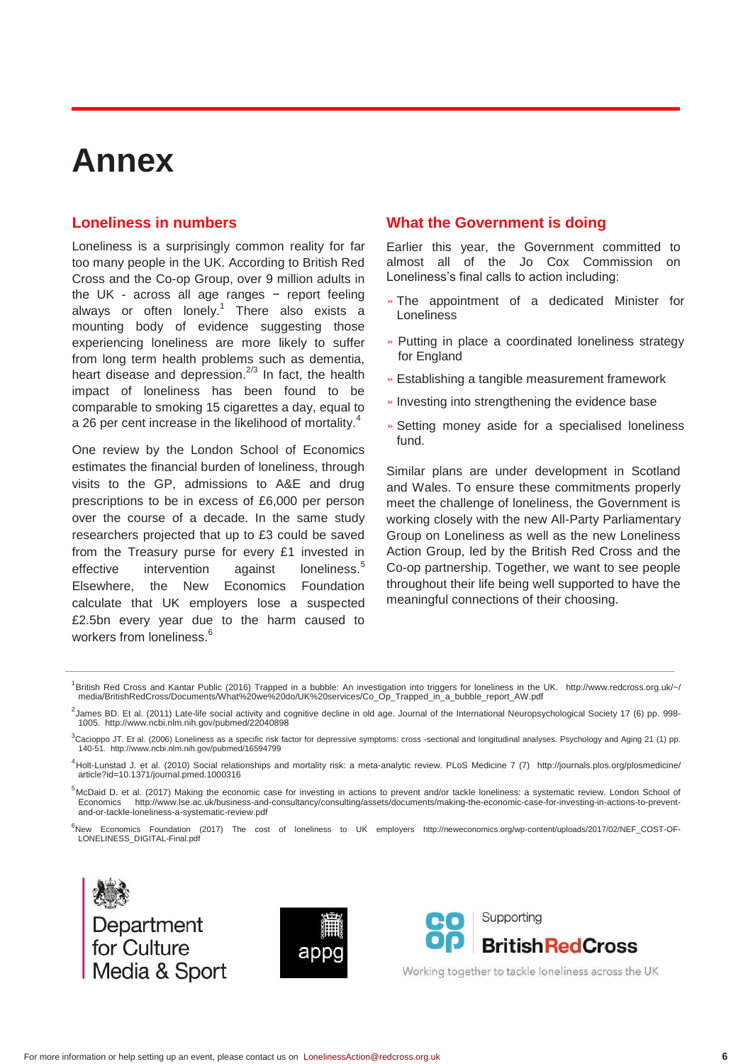# Annex

## Loneliness in numbers

Loneliness is a surprisingly common reality for far too many people in the UK. According to British Red Cross and the Co-op Group, over 9 million adults in the UK - across all age ranges − report feeling always or often lonely.[1] There also exists a mounting body of evidence suggesting those experiencing loneliness are more likely to suffer from long term health problems such as dementia, heart disease and depression.[2/3] In fact, the health impact of loneliness has been found to be comparable to smoking 15 cigarettes a day, equal to a 26 per cent increase in the likelihood of mortality.[4]

One review by the London School of Economics estimates the financial burden of loneliness, through visits to the GP, admissions to A&E and drug prescriptions to be in excess of £6,000 per person over the course of a decade. In the same study researchers projected that up to £3 could be saved from the Treasury purse for every £1 invested in effective intervention against loneliness.[5] Elsewhere, the New Economics Foundation calculate that UK employers lose a suspected £2.5bn every year due to the harm caused to workers from loneliness.[6]

## What the Government is doing

Earlier this year, the Government committed to almost all of the Jo Cox Commission on Loneliness's final calls to action including:

- The appointment of a dedicated Minister for Loneliness
- Putting in place a coordinated loneliness strategy for England
- Establishing a tangible measurement framework
- Investing into strengthening the evidence base
- Setting money aside for a specialised loneliness fund.

Similar plans are under development in Scotland and Wales. To ensure these commitments properly meet the challenge of loneliness, the Government is working closely with the new All-Party Parliamentary Group on Loneliness as well as the new Loneliness Action Group, led by the British Red Cross and the Co-op partnership. Together, we want to see people throughout their life being well supported to have the meaningful connections of their choosing.

---

[1] British Red Cross and Kantar Public (2016) Trapped in a bubble: An investigation into triggers for loneliness in the UK. http://www.redcross.org.uk/~/media/BritishRedCross/Documents/What%20we%20do/UK%20services/Co_Op_Trapped_in_a_bubble_report_AW.pdf

[2] James BD. Et al. (2011) Late-life social activity and cognitive decline in old age. Journal of the International Neuropsychological Society 17 (6) pp. 998-1005. http://www.ncbi.nlm.nih.gov/pubmed/22040898

[3] Cacioppo JT. Et al. (2006) Loneliness as a specific risk factor for depressive symptoms: cross -sectional and longitudinal analyses. Psychology and Aging 21 (1) pp. 140-51. http://www.ncbi.nlm.nih.gov/pubmed/16594799

[4] Holt-Lunstad J. et al. (2010) Social relationships and mortality risk: a meta-analytic review. PLoS Medicine 7 (7) http://journals.plos.org/plosmedicine/article?id=10.1371/journal.pmed.1000316

[5] McDaid D. et al. (2017) Making the economic case for investing in actions to prevent and/or tackle loneliness: a systematic review. London School of Economics http://www.lse.ac.uk/business-and-consultancy/consulting/assets/documents/making-the-economic-case-for-investing-in-actions-to-prevent-and-or-tackle-loneliness-a-systematic-review.pdf

[6] New Economics Foundation (2017) The cost of loneliness to UK employers http://neweconomics.org/wp-content/uploads/2017/02/NEF_COST-OF-LONELINESS_DIGITAL-Final.pdf

Department for Culture Media & Sport

appg

Supporting British Red Cross

Working together to tackle loneliness across the UK

For more information or help setting up an event, please contact us on LonelinessAction@redcross.org.uk